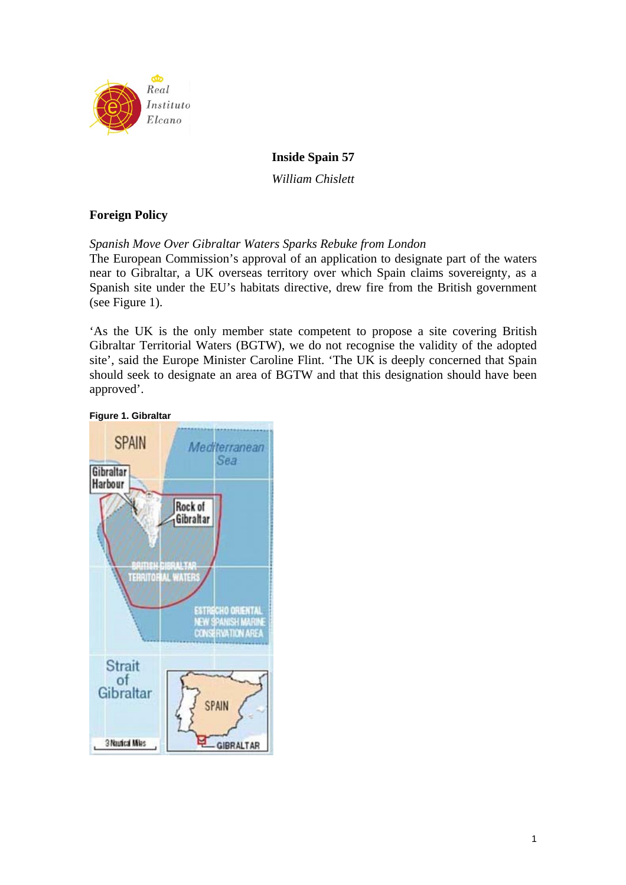# Inside Spain 57

*William Chislett*

## Foreign Policy

*Spanish Move Over Gibraltar Waters Sparks Rebuke from London*

The European Commission's approval of an application to designate part of the waters near to Gibraltar, a UK overseas territory over which Spain claims sovereignty, as a Spanish site under the EU's habitats directive, drew fire from the British government (see Figure 1).

'As the UK is the only member state competent to propose a site covering British Gibraltar Territorial Waters (BGTW), we do not recognise the validity of the adopted site', said the Europe Minister Caroline Flint. 'The UK is deeply concerned that Spain should seek to designate an area of BGTW and that this designation should have been approved'.

**Figure 1. Gibraltar**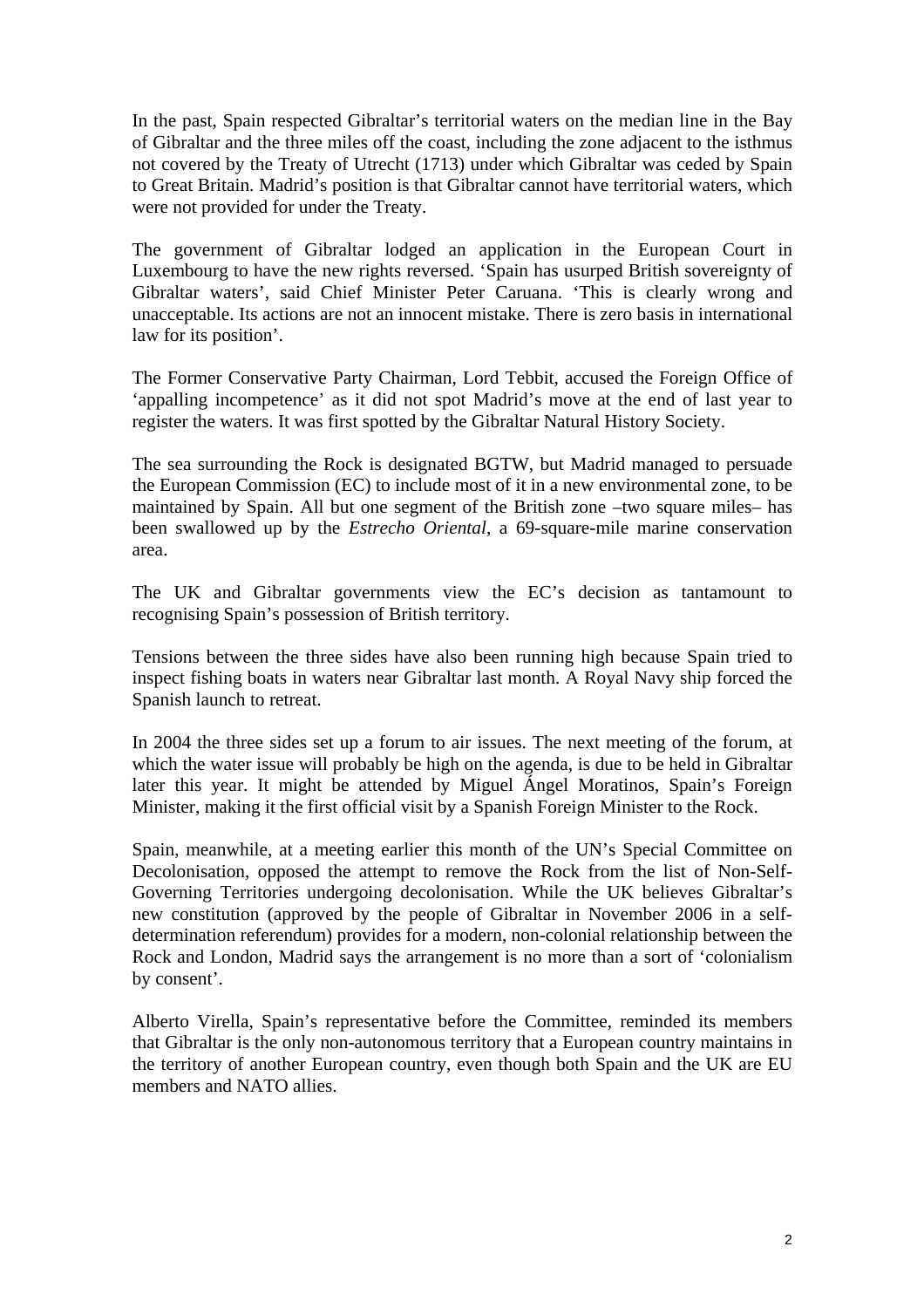In the past, Spain respected Gibraltar's territorial waters on the median line in the Bay of Gibraltar and the three miles off the coast, including the zone adjacent to the isthmus not covered by the Treaty of Utrecht (1713) under which Gibraltar was ceded by Spain to Great Britain. Madrid's position is that Gibraltar cannot have territorial waters, which were not provided for under the Treaty.

The government of Gibraltar lodged an application in the European Court in Luxembourg to have the new rights reversed. 'Spain has usurped British sovereignty of Gibraltar waters', said Chief Minister Peter Caruana. 'This is clearly wrong and unacceptable. Its actions are not an innocent mistake. There is zero basis in international law for its position'.

The Former Conservative Party Chairman, Lord Tebbit, accused the Foreign Office of 'appalling incompetence' as it did not spot Madrid's move at the end of last year to register the waters. It was first spotted by the Gibraltar Natural History Society.

The sea surrounding the Rock is designated BGTW, but Madrid managed to persuade the European Commission (EC) to include most of it in a new environmental zone, to be maintained by Spain. All but one segment of the British zone –two square miles– has been swallowed up by the *Estrecho Oriental*, a 69-square-mile marine conservation area.

The UK and Gibraltar governments view the EC's decision as tantamount to recognising Spain's possession of British territory.

Tensions between the three sides have also been running high because Spain tried to inspect fishing boats in waters near Gibraltar last month. A Royal Navy ship forced the Spanish launch to retreat.

In 2004 the three sides set up a forum to air issues. The next meeting of the forum, at which the water issue will probably be high on the agenda, is due to be held in Gibraltar later this year. It might be attended by Miguel Ángel Moratinos, Spain's Foreign Minister, making it the first official visit by a Spanish Foreign Minister to the Rock.

Spain, meanwhile, at a meeting earlier this month of the UN's Special Committee on Decolonisation, opposed the attempt to remove the Rock from the list of Non-Self-Governing Territories undergoing decolonisation. While the UK believes Gibraltar's new constitution (approved by the people of Gibraltar in November 2006 in a self-determination referendum) provides for a modern, non-colonial relationship between the Rock and London, Madrid says the arrangement is no more than a sort of 'colonialism by consent'.

Alberto Virella, Spain's representative before the Committee, reminded its members that Gibraltar is the only non-autonomous territory that a European country maintains in the territory of another European country, even though both Spain and the UK are EU members and NATO allies.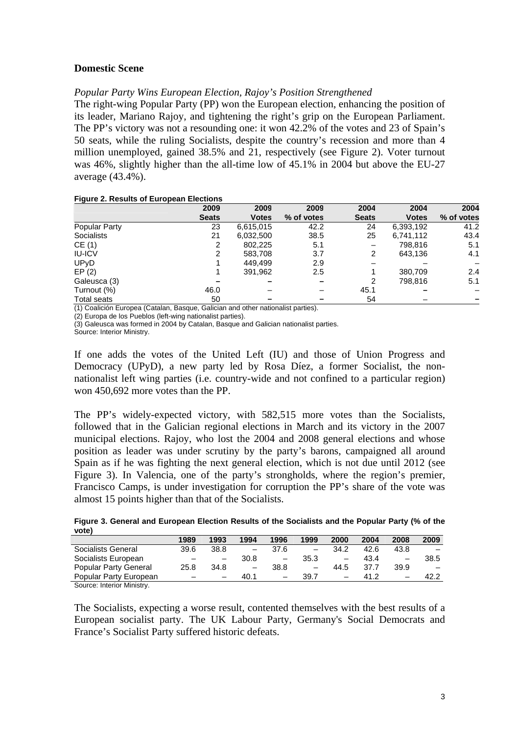## Domestic Scene

### *Popular Party Wins European Election, Rajoy's Position Strengthened*

The right-wing Popular Party (PP) won the European election, enhancing the position of its leader, Mariano Rajoy, and tightening the right's grip on the European Parliament. The PP's victory was not a resounding one: it won 42.2% of the votes and 23 of Spain's 50 seats, while the ruling Socialists, despite the country's recession and more than 4 million unemployed, gained 38.5% and 21, respectively (see Figure 2). Voter turnout was 46%, slightly higher than the all-time low of 45.1% in 2004 but above the EU-27 average (43.4%).

**Figure 2. Results of European Elections**

| | 2009 Seats | 2009 Votes | 2009 % of votes | 2004 Seats | 2004 Votes | 2004 % of votes |
|---|---|---|---|---|---|---|
| Popular Party | 23 | 6,615,015 | 42.2 | 24 | 6,393,192 | 41.2 |
| Socialists | 21 | 6,032,500 | 38.5 | 25 | 6,741,112 | 43.4 |
| CE (1) | 2 | 802,225 | 5.1 | – | 798,816 | 5.1 |
| IU-ICV | 2 | 583,708 | 3.7 | 2 | 643,136 | 4.1 |
| UPyD | 1 | 449,499 | 2.9 | – | – | – |
| EP (2) | 1 | 391,962 | 2.5 | 1 | 380,709 | 2.4 |
| Galeusca (3) | – | – | – | 2 | 798,816 | 5.1 |
| Turnout (%) | 46.0 | – | – | 45.1 | – | – |
| Total seats | 50 | – | – | 54 | – | – |

(1) Coalición Europea (Catalan, Basque, Galician and other nationalist parties).
(2) Europa de los Pueblos (left-wing nationalist parties).
(3) Galeusca was formed in 2004 by Catalan, Basque and Galician nationalist parties.
Source: Interior Ministry.

If one adds the votes of the United Left (IU) and those of Union Progress and Democracy (UPyD), a new party led by Rosa Díez, a former Socialist, the non-nationalist left wing parties (i.e. country-wide and not confined to a particular region) won 450,692 more votes than the PP.

The PP's widely-expected victory, with 582,515 more votes than the Socialists, followed that in the Galician regional elections in March and its victory in the 2007 municipal elections. Rajoy, who lost the 2004 and 2008 general elections and whose position as leader was under scrutiny by the party's barons, campaigned all around Spain as if he was fighting the next general election, which is not due until 2012 (see Figure 3). In Valencia, one of the party's strongholds, where the region's premier, Francisco Camps, is under investigation for corruption the PP's share of the vote was almost 15 points higher than that of the Socialists.

**Figure 3. General and European Election Results of the Socialists and the Popular Party (% of the vote)**

| | 1989 | 1993 | 1994 | 1996 | 1999 | 2000 | 2004 | 2008 | 2009 |
|---|---|---|---|---|---|---|---|---|---|
| Socialists General | 39.6 | 38.8 | – | 37.6 | – | 34.2 | 42.6 | 43.8 | – |
| Socialists European | – | – | 30.8 | – | 35.3 | – | 43.4 | – | 38.5 |
| Popular Party General | 25.8 | 34.8 | – | 38.8 | – | 44.5 | 37.7 | 39.9 | – |
| Popular Party European | – | – | 40.1 | – | 39.7 | – | 41.2 | – | 42.2 |

Source: Interior Ministry.

The Socialists, expecting a worse result, contented themselves with the best results of a European socialist party. The UK Labour Party, Germany's Social Democrats and France's Socialist Party suffered historic defeats.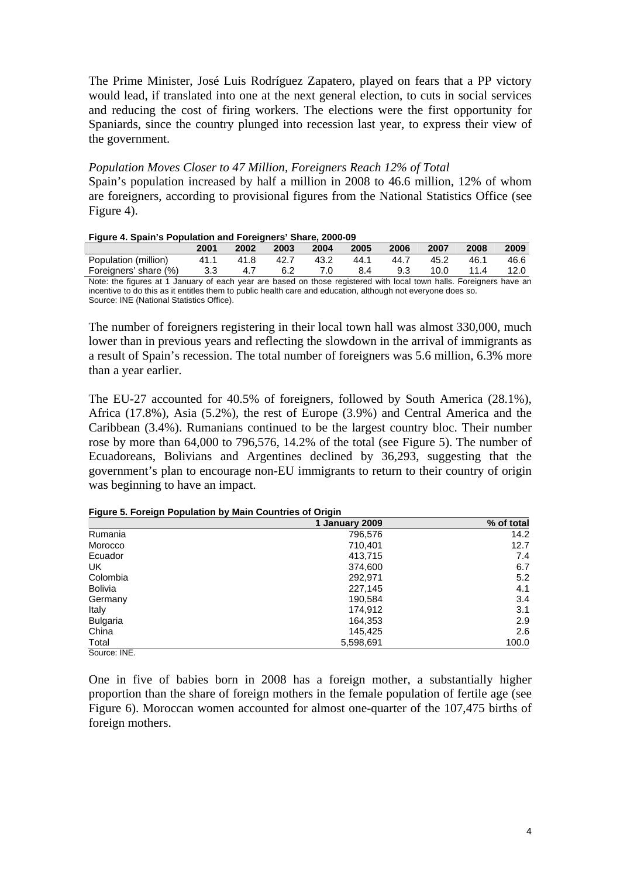The Prime Minister, José Luis Rodríguez Zapatero, played on fears that a PP victory would lead, if translated into one at the next general election, to cuts in social services and reducing the cost of firing workers. The elections were the first opportunity for Spaniards, since the country plunged into recession last year, to express their view of the government.

*Population Moves Closer to 47 Million, Foreigners Reach 12% of Total*

Spain's population increased by half a million in 2008 to 46.6 million, 12% of whom are foreigners, according to provisional figures from the National Statistics Office (see Figure 4).

**Figure 4. Spain's Population and Foreigners' Share, 2000-09**

| | 2001 | 2002 | 2003 | 2004 | 2005 | 2006 | 2007 | 2008 | 2009 |
|---|---|---|---|---|---|---|---|---|---|
| Population (million) | 41.1 | 41.8 | 42.7 | 43.2 | 44.1 | 44.7 | 45.2 | 46.1 | 46.6 |
| Foreigners' share (%) | 3.3 | 4.7 | 6.2 | 7.0 | 8.4 | 9.3 | 10.0 | 11.4 | 12.0 |

Note: the figures at 1 January of each year are based on those registered with local town halls. Foreigners have an incentive to do this as it entitles them to public health care and education, although not everyone does so.
Source: INE (National Statistics Office).

The number of foreigners registering in their local town hall was almost 330,000, much lower than in previous years and reflecting the slowdown in the arrival of immigrants as a result of Spain's recession. The total number of foreigners was 5.6 million, 6.3% more than a year earlier.

The EU-27 accounted for 40.5% of foreigners, followed by South America (28.1%), Africa (17.8%), Asia (5.2%), the rest of Europe (3.9%) and Central America and the Caribbean (3.4%). Rumanians continued to be the largest country bloc. Their number rose by more than 64,000 to 796,576, 14.2% of the total (see Figure 5). The number of Ecuadoreans, Bolivians and Argentines declined by 36,293, suggesting that the government's plan to encourage non-EU immigrants to return to their country of origin was beginning to have an impact.

**Figure 5. Foreign Population by Main Countries of Origin**

| | 1 January 2009 | % of total |
|---|---|---|
| Rumania | 796,576 | 14.2 |
| Morocco | 710,401 | 12.7 |
| Ecuador | 413,715 | 7.4 |
| UK | 374,600 | 6.7 |
| Colombia | 292,971 | 5.2 |
| Bolivia | 227,145 | 4.1 |
| Germany | 190,584 | 3.4 |
| Italy | 174,912 | 3.1 |
| Bulgaria | 164,353 | 2.9 |
| China | 145,425 | 2.6 |
| Total | 5,598,691 | 100.0 |

Source: INE.

One in five of babies born in 2008 has a foreign mother, a substantially higher proportion than the share of foreign mothers in the female population of fertile age (see Figure 6). Moroccan women accounted for almost one-quarter of the 107,475 births of foreign mothers.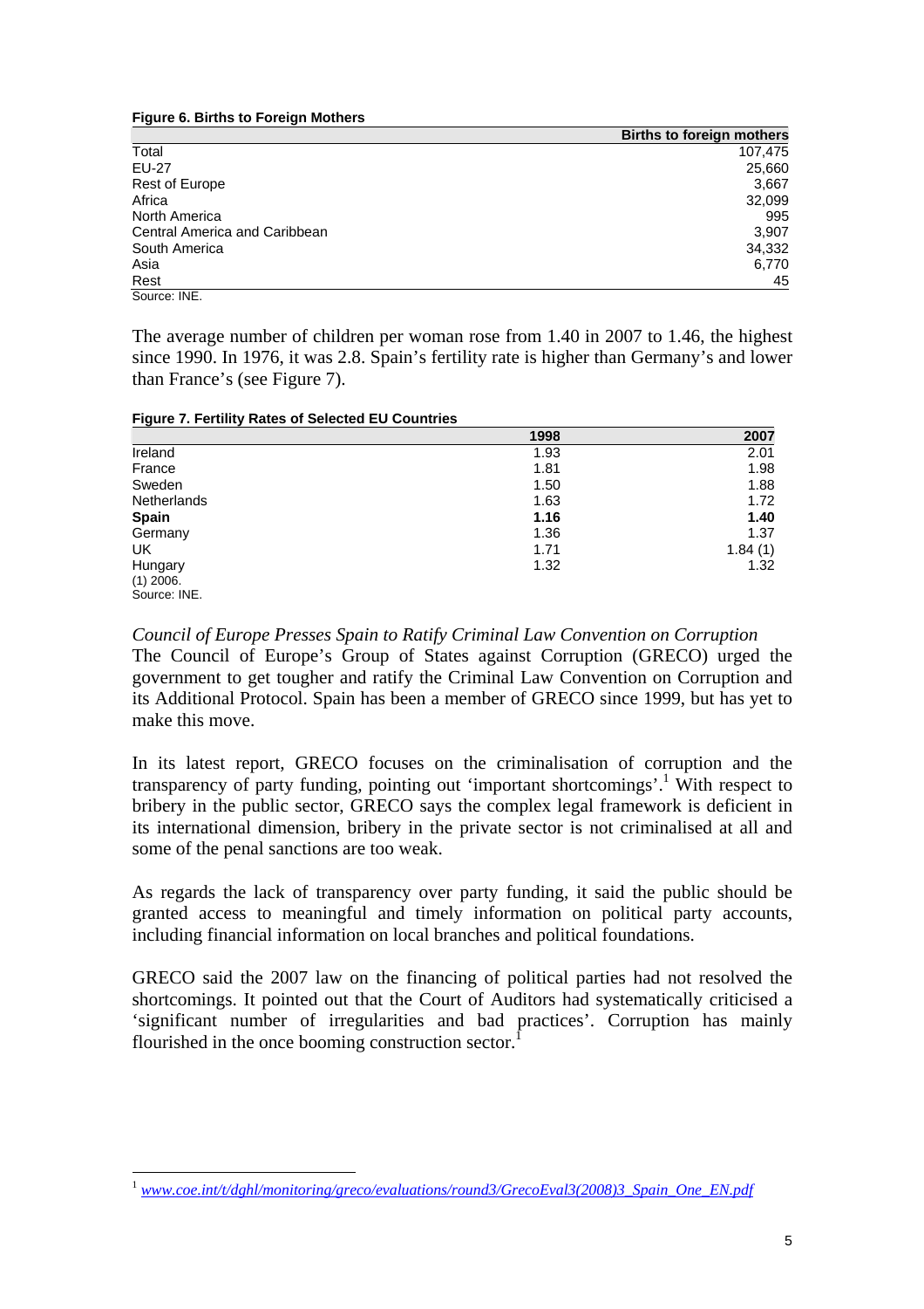**Figure 6. Births to Foreign Mothers**

| | Births to foreign mothers |
|---|---:|
| Total | 107,475 |
| EU-27 | 25,660 |
| Rest of Europe | 3,667 |
| Africa | 32,099 |
| North America | 995 |
| Central America and Caribbean | 3,907 |
| South America | 34,332 |
| Asia | 6,770 |
| Rest | 45 |

Source: INE.

The average number of children per woman rose from 1.40 in 2007 to 1.46, the highest since 1990. In 1976, it was 2.8. Spain's fertility rate is higher than Germany's and lower than France's (see Figure 7).

**Figure 7. Fertility Rates of Selected EU Countries**

| | 1998 | 2007 |
|---|---:|---:|
| Ireland | 1.93 | 2.01 |
| France | 1.81 | 1.98 |
| Sweden | 1.50 | 1.88 |
| Netherlands | 1.63 | 1.72 |
| **Spain** | **1.16** | **1.40** |
| Germany | 1.36 | 1.37 |
| UK | 1.71 | 1.84 (1) |
| Hungary | 1.32 | 1.32 |

(1) 2006.
Source: INE.

*Council of Europe Presses Spain to Ratify Criminal Law Convention on Corruption*

The Council of Europe's Group of States against Corruption (GRECO) urged the government to get tougher and ratify the Criminal Law Convention on Corruption and its Additional Protocol. Spain has been a member of GRECO since 1999, but has yet to make this move.

In its latest report, GRECO focuses on the criminalisation of corruption and the transparency of party funding, pointing out 'important shortcomings'.[1] With respect to bribery in the public sector, GRECO says the complex legal framework is deficient in its international dimension, bribery in the private sector is not criminalised at all and some of the penal sanctions are too weak.

As regards the lack of transparency over party funding, it said the public should be granted access to meaningful and timely information on political party accounts, including financial information on local branches and political foundations.

GRECO said the 2007 law on the financing of political parties had not resolved the shortcomings. It pointed out that the Court of Auditors had systematically criticised a 'significant number of irregularities and bad practices'. Corruption has mainly flourished in the once booming construction sector.[1]

---

[1] *www.coe.int/t/dghl/monitoring/greco/evaluations/round3/GrecoEval3(2008)3_Spain_One_EN.pdf*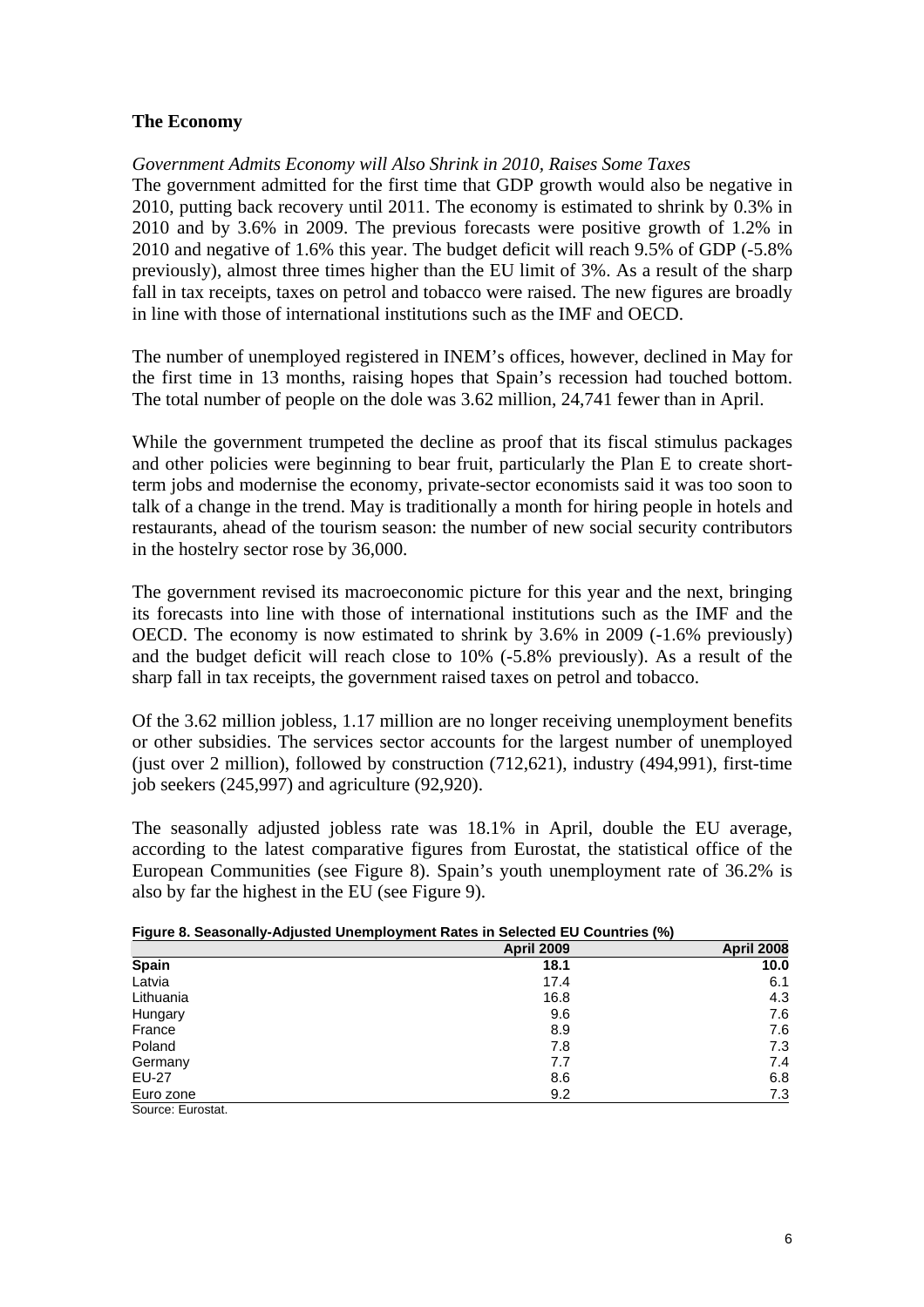## The Economy

*Government Admits Economy will Also Shrink in 2010, Raises Some Taxes*

The government admitted for the first time that GDP growth would also be negative in 2010, putting back recovery until 2011. The economy is estimated to shrink by 0.3% in 2010 and by 3.6% in 2009. The previous forecasts were positive growth of 1.2% in 2010 and negative of 1.6% this year. The budget deficit will reach 9.5% of GDP (-5.8% previously), almost three times higher than the EU limit of 3%. As a result of the sharp fall in tax receipts, taxes on petrol and tobacco were raised. The new figures are broadly in line with those of international institutions such as the IMF and OECD.

The number of unemployed registered in INEM's offices, however, declined in May for the first time in 13 months, raising hopes that Spain's recession had touched bottom. The total number of people on the dole was 3.62 million, 24,741 fewer than in April.

While the government trumpeted the decline as proof that its fiscal stimulus packages and other policies were beginning to bear fruit, particularly the Plan E to create short-term jobs and modernise the economy, private-sector economists said it was too soon to talk of a change in the trend. May is traditionally a month for hiring people in hotels and restaurants, ahead of the tourism season: the number of new social security contributors in the hostelry sector rose by 36,000.

The government revised its macroeconomic picture for this year and the next, bringing its forecasts into line with those of international institutions such as the IMF and the OECD. The economy is now estimated to shrink by 3.6% in 2009 (-1.6% previously) and the budget deficit will reach close to 10% (-5.8% previously). As a result of the sharp fall in tax receipts, the government raised taxes on petrol and tobacco.

Of the 3.62 million jobless, 1.17 million are no longer receiving unemployment benefits or other subsidies. The services sector accounts for the largest number of unemployed (just over 2 million), followed by construction (712,621), industry (494,991), first-time job seekers (245,997) and agriculture (92,920).

The seasonally adjusted jobless rate was 18.1% in April, double the EU average, according to the latest comparative figures from Eurostat, the statistical office of the European Communities (see Figure 8). Spain's youth unemployment rate of 36.2% is also by far the highest in the EU (see Figure 9).

**Figure 8. Seasonally-Adjusted Unemployment Rates in Selected EU Countries (%)**

| | April 2009 | April 2008 |
|---|---|---|
| **Spain** | **18.1** | **10.0** |
| Latvia | 17.4 | 6.1 |
| Lithuania | 16.8 | 4.3 |
| Hungary | 9.6 | 7.6 |
| France | 8.9 | 7.6 |
| Poland | 7.8 | 7.3 |
| Germany | 7.7 | 7.4 |
| EU-27 | 8.6 | 6.8 |
| Euro zone | 9.2 | 7.3 |

Source: Eurostat.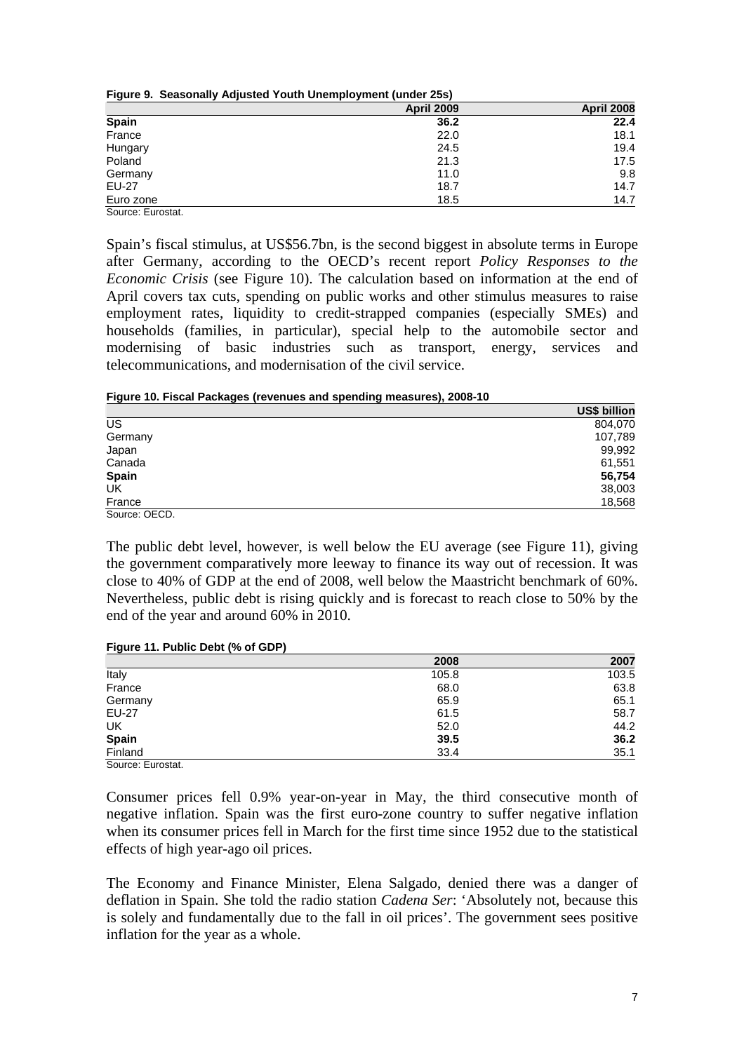**Figure 9. Seasonally Adjusted Youth Unemployment (under 25s)**

| | April 2009 | April 2008 |
|---|---|---|
| **Spain** | **36.2** | **22.4** |
| France | 22.0 | 18.1 |
| Hungary | 24.5 | 19.4 |
| Poland | 21.3 | 17.5 |
| Germany | 11.0 | 9.8 |
| EU-27 | 18.7 | 14.7 |
| Euro zone | 18.5 | 14.7 |

Source: Eurostat.

Spain's fiscal stimulus, at US$56.7bn, is the second biggest in absolute terms in Europe after Germany, according to the OECD's recent report *Policy Responses to the Economic Crisis* (see Figure 10). The calculation based on information at the end of April covers tax cuts, spending on public works and other stimulus measures to raise employment rates, liquidity to credit-strapped companies (especially SMEs) and households (families, in particular), special help to the automobile sector and modernising of basic industries such as transport, energy, services and telecommunications, and modernisation of the civil service.

**Figure 10. Fiscal Packages (revenues and spending measures), 2008-10**

| | US$ billion |
|---|---|
| US | 804,070 |
| Germany | 107,789 |
| Japan | 99,992 |
| Canada | 61,551 |
| **Spain** | **56,754** |
| UK | 38,003 |
| France | 18,568 |

Source: OECD.

The public debt level, however, is well below the EU average (see Figure 11), giving the government comparatively more leeway to finance its way out of recession. It was close to 40% of GDP at the end of 2008, well below the Maastricht benchmark of 60%. Nevertheless, public debt is rising quickly and is forecast to reach close to 50% by the end of the year and around 60% in 2010.

**Figure 11. Public Debt (% of GDP)**

| | 2008 | 2007 |
|---|---|---|
| Italy | 105.8 | 103.5 |
| France | 68.0 | 63.8 |
| Germany | 65.9 | 65.1 |
| EU-27 | 61.5 | 58.7 |
| UK | 52.0 | 44.2 |
| **Spain** | **39.5** | **36.2** |
| Finland | 33.4 | 35.1 |

Source: Eurostat.

Consumer prices fell 0.9% year-on-year in May, the third consecutive month of negative inflation. Spain was the first euro-zone country to suffer negative inflation when its consumer prices fell in March for the first time since 1952 due to the statistical effects of high year-ago oil prices.

The Economy and Finance Minister, Elena Salgado, denied there was a danger of deflation in Spain. She told the radio station *Cadena Ser*: 'Absolutely not, because this is solely and fundamentally due to the fall in oil prices'. The government sees positive inflation for the year as a whole.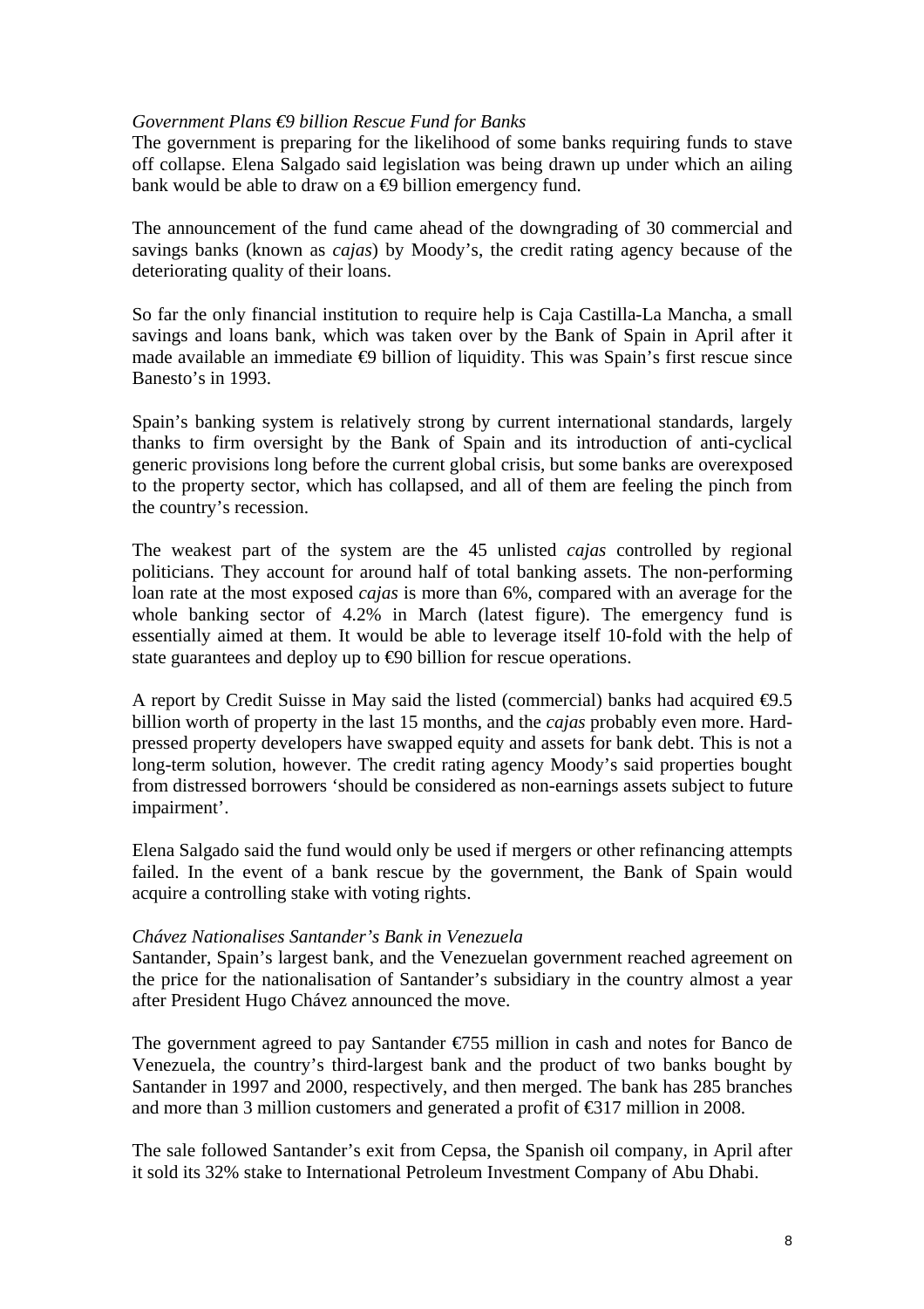*Government Plans €9 billion Rescue Fund for Banks*

The government is preparing for the likelihood of some banks requiring funds to stave off collapse. Elena Salgado said legislation was being drawn up under which an ailing bank would be able to draw on a €9 billion emergency fund.

The announcement of the fund came ahead of the downgrading of 30 commercial and savings banks (known as *cajas*) by Moody's, the credit rating agency because of the deteriorating quality of their loans.

So far the only financial institution to require help is Caja Castilla-La Mancha, a small savings and loans bank, which was taken over by the Bank of Spain in April after it made available an immediate €9 billion of liquidity. This was Spain's first rescue since Banesto's in 1993.

Spain's banking system is relatively strong by current international standards, largely thanks to firm oversight by the Bank of Spain and its introduction of anti-cyclical generic provisions long before the current global crisis, but some banks are overexposed to the property sector, which has collapsed, and all of them are feeling the pinch from the country's recession.

The weakest part of the system are the 45 unlisted *cajas* controlled by regional politicians. They account for around half of total banking assets. The non-performing loan rate at the most exposed *cajas* is more than 6%, compared with an average for the whole banking sector of 4.2% in March (latest figure). The emergency fund is essentially aimed at them. It would be able to leverage itself 10-fold with the help of state guarantees and deploy up to €90 billion for rescue operations.

A report by Credit Suisse in May said the listed (commercial) banks had acquired €9.5 billion worth of property in the last 15 months, and the *cajas* probably even more. Hard-pressed property developers have swapped equity and assets for bank debt. This is not a long-term solution, however. The credit rating agency Moody's said properties bought from distressed borrowers 'should be considered as non-earnings assets subject to future impairment'.

Elena Salgado said the fund would only be used if mergers or other refinancing attempts failed. In the event of a bank rescue by the government, the Bank of Spain would acquire a controlling stake with voting rights.

*Chávez Nationalises Santander's Bank in Venezuela*

Santander, Spain's largest bank, and the Venezuelan government reached agreement on the price for the nationalisation of Santander's subsidiary in the country almost a year after President Hugo Chávez announced the move.

The government agreed to pay Santander €755 million in cash and notes for Banco de Venezuela, the country's third-largest bank and the product of two banks bought by Santander in 1997 and 2000, respectively, and then merged. The bank has 285 branches and more than 3 million customers and generated a profit of €317 million in 2008.

The sale followed Santander's exit from Cepsa, the Spanish oil company, in April after it sold its 32% stake to International Petroleum Investment Company of Abu Dhabi.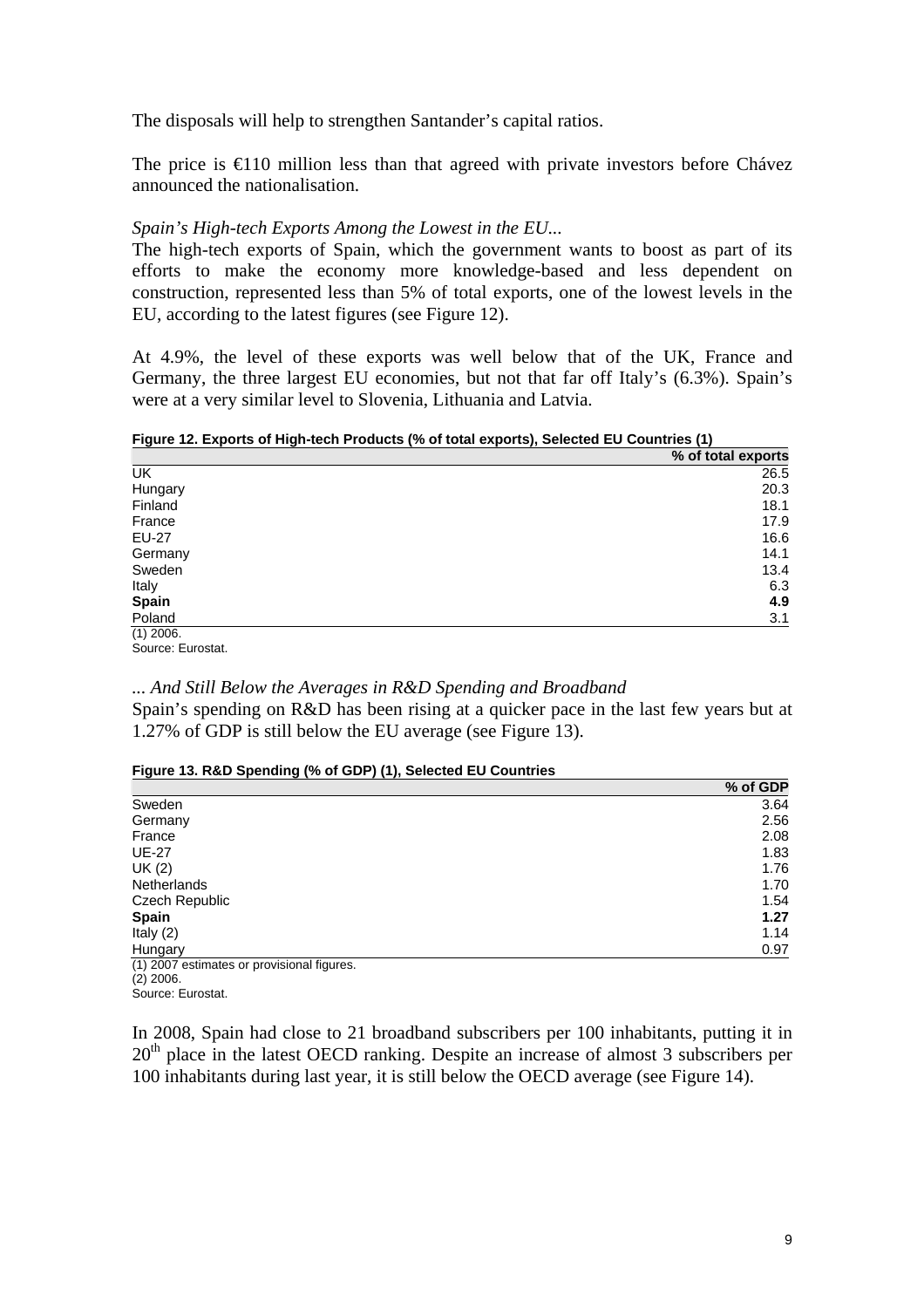The disposals will help to strengthen Santander's capital ratios.

The price is €110 million less than that agreed with private investors before Chávez announced the nationalisation.

*Spain's High-tech Exports Among the Lowest in the EU...*

The high-tech exports of Spain, which the government wants to boost as part of its efforts to make the economy more knowledge-based and less dependent on construction, represented less than 5% of total exports, one of the lowest levels in the EU, according to the latest figures (see Figure 12).

At 4.9%, the level of these exports was well below that of the UK, France and Germany, the three largest EU economies, but not that far off Italy's (6.3%). Spain's were at a very similar level to Slovenia, Lithuania and Latvia.

**Figure 12. Exports of High-tech Products (% of total exports), Selected EU Countries (1)**

| | % of total exports |
|---|---|
| UK | 26.5 |
| Hungary | 20.3 |
| Finland | 18.1 |
| France | 17.9 |
| EU-27 | 16.6 |
| Germany | 14.1 |
| Sweden | 13.4 |
| Italy | 6.3 |
| **Spain** | **4.9** |
| Poland | 3.1 |

(1) 2006.
Source: Eurostat.

*... And Still Below the Averages in R&D Spending and Broadband*

Spain's spending on R&D has been rising at a quicker pace in the last few years but at 1.27% of GDP is still below the EU average (see Figure 13).

**Figure 13. R&D Spending (% of GDP) (1), Selected EU Countries**

| | % of GDP |
|---|---|
| Sweden | 3.64 |
| Germany | 2.56 |
| France | 2.08 |
| UE-27 | 1.83 |
| UK (2) | 1.76 |
| Netherlands | 1.70 |
| Czech Republic | 1.54 |
| **Spain** | **1.27** |
| Italy (2) | 1.14 |
| Hungary | 0.97 |

(1) 2007 estimates or provisional figures.
(2) 2006.
Source: Eurostat.

In 2008, Spain had close to 21 broadband subscribers per 100 inhabitants, putting it in 20th place in the latest OECD ranking. Despite an increase of almost 3 subscribers per 100 inhabitants during last year, it is still below the OECD average (see Figure 14).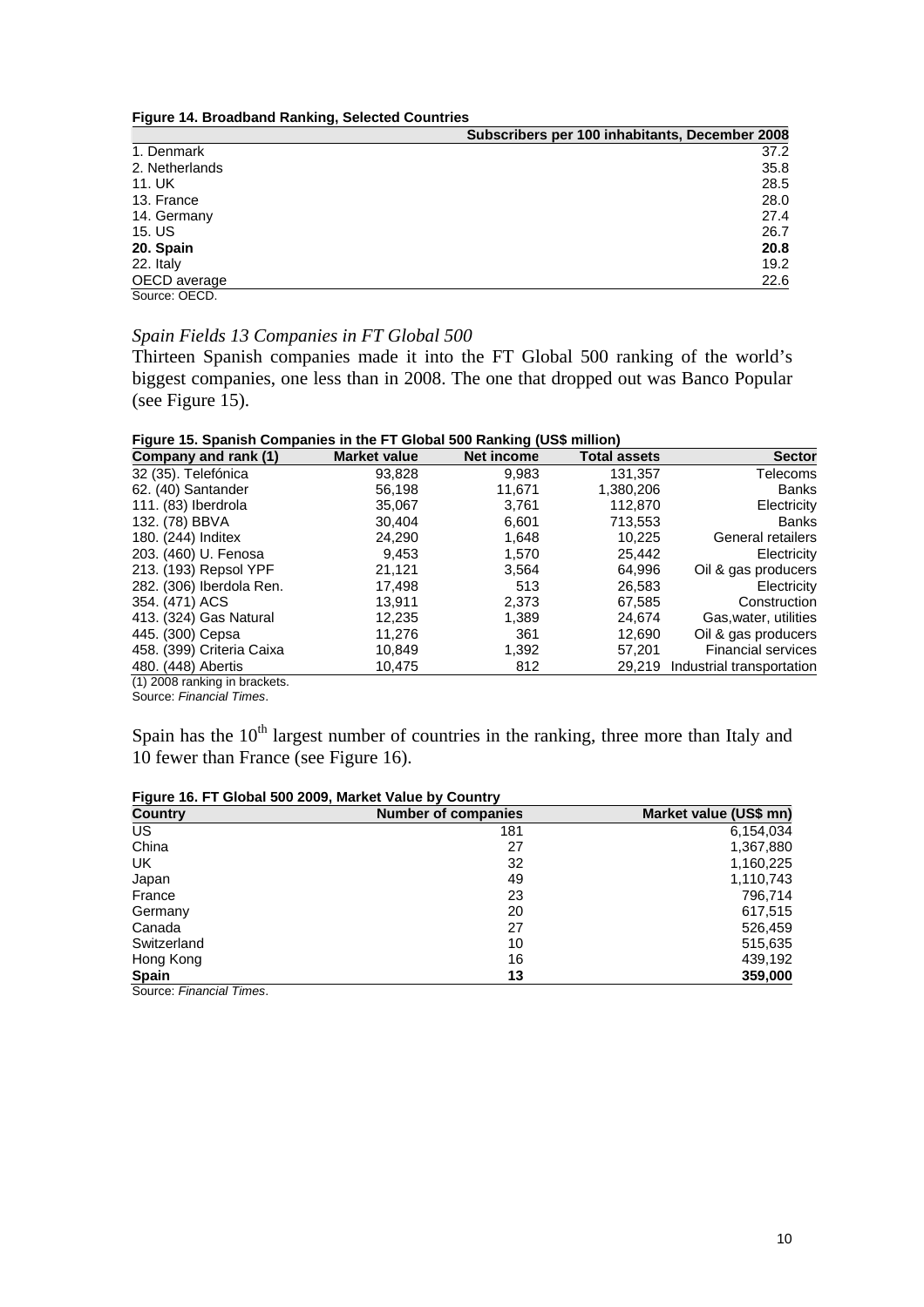**Figure 14. Broadband Ranking, Selected Countries**

| | Subscribers per 100 inhabitants, December 2008 |
|---|---|
| 1. Denmark | 37.2 |
| 2. Netherlands | 35.8 |
| 11. UK | 28.5 |
| 13. France | 28.0 |
| 14. Germany | 27.4 |
| 15. US | 26.7 |
| **20. Spain** | **20.8** |
| 22. Italy | 19.2 |
| OECD average | 22.6 |

Source: OECD.

*Spain Fields 13 Companies in FT Global 500*

Thirteen Spanish companies made it into the FT Global 500 ranking of the world's biggest companies, one less than in 2008. The one that dropped out was Banco Popular (see Figure 15).

**Figure 15. Spanish Companies in the FT Global 500 Ranking (US$ million)**

| Company and rank (1) | Market value | Net income | Total assets | Sector |
|---|---|---|---|---|
| 32 (35). Telefónica | 93,828 | 9,983 | 131,357 | Telecoms |
| 62. (40) Santander | 56,198 | 11,671 | 1,380,206 | Banks |
| 111. (83) Iberdrola | 35,067 | 3,761 | 112,870 | Electricity |
| 132. (78) BBVA | 30,404 | 6,601 | 713,553 | Banks |
| 180. (244) Inditex | 24,290 | 1,648 | 10,225 | General retailers |
| 203. (460) U. Fenosa | 9,453 | 1,570 | 25,442 | Electricity |
| 213. (193) Repsol YPF | 21,121 | 3,564 | 64,996 | Oil & gas producers |
| 282. (306) Iberdola Ren. | 17,498 | 513 | 26,583 | Electricity |
| 354. (471) ACS | 13,911 | 2,373 | 67,585 | Construction |
| 413. (324) Gas Natural | 12,235 | 1,389 | 24,674 | Gas,water, utilities |
| 445. (300) Cepsa | 11,276 | 361 | 12,690 | Oil & gas producers |
| 458. (399) Criteria Caixa | 10,849 | 1,392 | 57,201 | Financial services |
| 480. (448) Abertis | 10,475 | 812 | 29,219 | Industrial transportation |

(1) 2008 ranking in brackets.
Source: *Financial Times*.

Spain has the 10th largest number of countries in the ranking, three more than Italy and 10 fewer than France (see Figure 16).

**Figure 16. FT Global 500 2009, Market Value by Country**

| Country | Number of companies | Market value (US$ mn) |
|---|---|---|
| US | 181 | 6,154,034 |
| China | 27 | 1,367,880 |
| UK | 32 | 1,160,225 |
| Japan | 49 | 1,110,743 |
| France | 23 | 796,714 |
| Germany | 20 | 617,515 |
| Canada | 27 | 526,459 |
| Switzerland | 10 | 515,635 |
| Hong Kong | 16 | 439,192 |
| **Spain** | **13** | **359,000** |

Source: *Financial Times*.